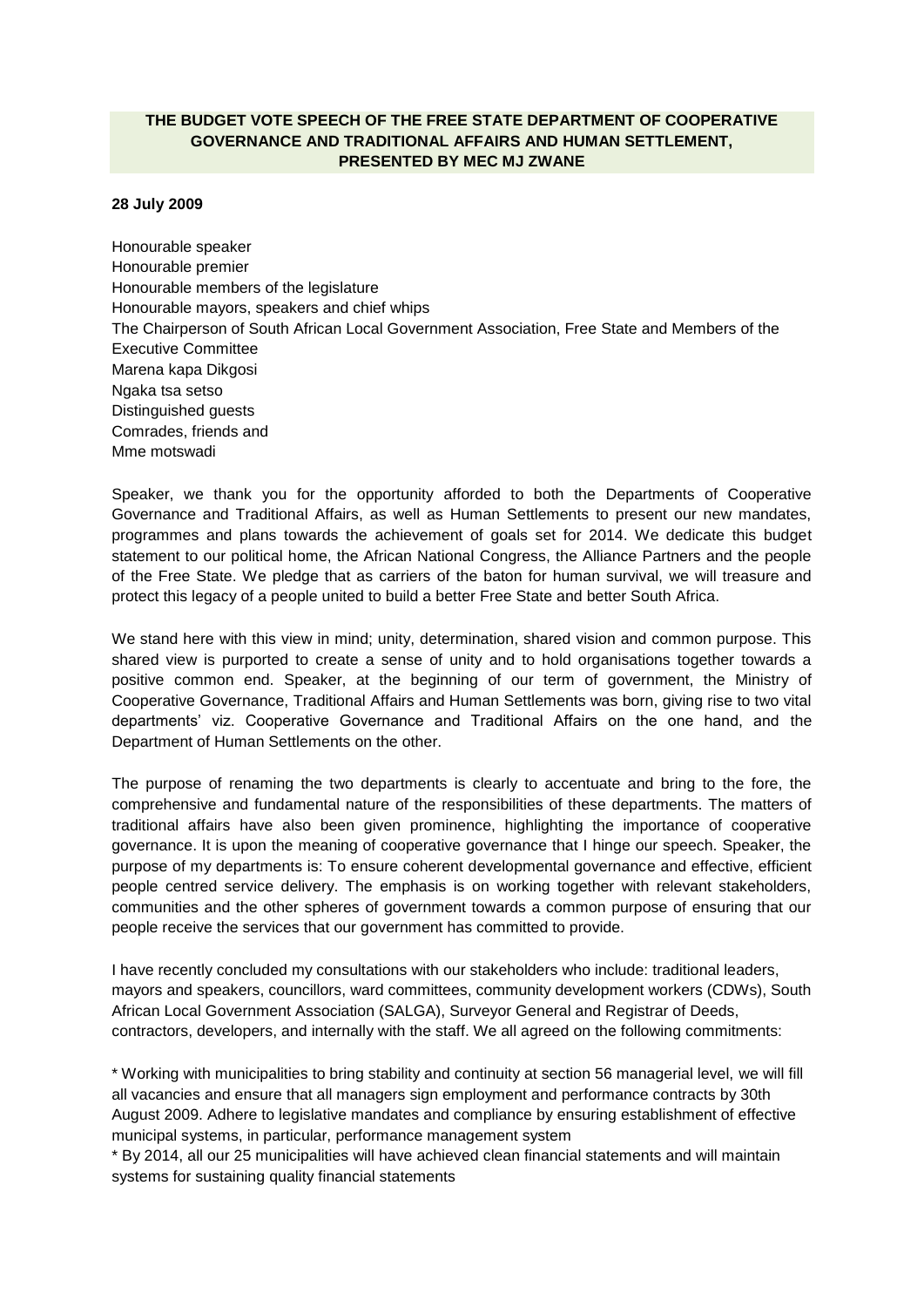**THE BUDGET VOTE SPEECH OF THE FREE STATE DEPARTMENT OF COOPERATIVE GOVERNANCE AND TRADITIONAL AFFAIRS AND HUMAN SETTLEMENT, PRESENTED BY MEC MJ ZWANE**

**28 July 2009**

Honourable speaker
Honourable premier
Honourable members of the legislature
Honourable mayors, speakers and chief whips
The Chairperson of South African Local Government Association, Free State and Members of the Executive Committee
Marena kapa Dikgosi
Ngaka tsa setso
Distinguished guests
Comrades, friends and
Mme motswadi

Speaker, we thank you for the opportunity afforded to both the Departments of Cooperative Governance and Traditional Affairs, as well as Human Settlements to present our new mandates, programmes and plans towards the achievement of goals set for 2014. We dedicate this budget statement to our political home, the African National Congress, the Alliance Partners and the people of the Free State. We pledge that as carriers of the baton for human survival, we will treasure and protect this legacy of a people united to build a better Free State and better South Africa.

We stand here with this view in mind; unity, determination, shared vision and common purpose. This shared view is purported to create a sense of unity and to hold organisations together towards a positive common end. Speaker, at the beginning of our term of government, the Ministry of Cooperative Governance, Traditional Affairs and Human Settlements was born, giving rise to two vital departments' viz. Cooperative Governance and Traditional Affairs on the one hand, and the Department of Human Settlements on the other.

The purpose of renaming the two departments is clearly to accentuate and bring to the fore, the comprehensive and fundamental nature of the responsibilities of these departments. The matters of traditional affairs have also been given prominence, highlighting the importance of cooperative governance. It is upon the meaning of cooperative governance that I hinge our speech. Speaker, the purpose of my departments is: To ensure coherent developmental governance and effective, efficient people centred service delivery. The emphasis is on working together with relevant stakeholders, communities and the other spheres of government towards a common purpose of ensuring that our people receive the services that our government has committed to provide.

I have recently concluded my consultations with our stakeholders who include: traditional leaders, mayors and speakers, councillors, ward committees, community development workers (CDWs), South African Local Government Association (SALGA), Surveyor General and Registrar of Deeds, contractors, developers, and internally with the staff. We all agreed on the following commitments:

* Working with municipalities to bring stability and continuity at section 56 managerial level, we will fill all vacancies and ensure that all managers sign employment and performance contracts by 30th August 2009. Adhere to legislative mandates and compliance by ensuring establishment of effective municipal systems, in particular, performance management system
* By 2014, all our 25 municipalities will have achieved clean financial statements and will maintain systems for sustaining quality financial statements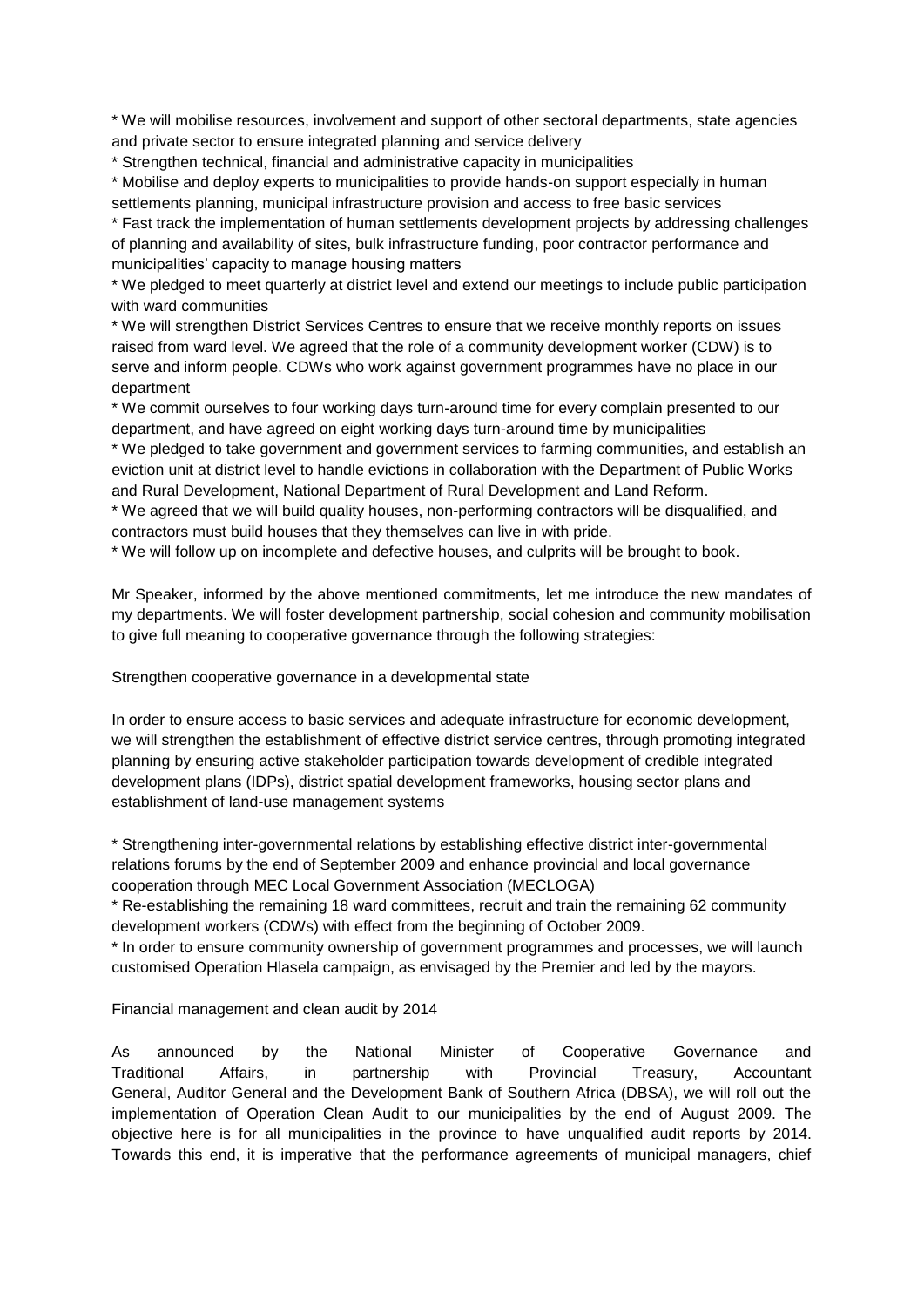* We will mobilise resources, involvement and support of other sectoral departments, state agencies and private sector to ensure integrated planning and service delivery
* Strengthen technical, financial and administrative capacity in municipalities
* Mobilise and deploy experts to municipalities to provide hands-on support especially in human settlements planning, municipal infrastructure provision and access to free basic services
* Fast track the implementation of human settlements development projects by addressing challenges of planning and availability of sites, bulk infrastructure funding, poor contractor performance and municipalities' capacity to manage housing matters
* We pledged to meet quarterly at district level and extend our meetings to include public participation with ward communities
* We will strengthen District Services Centres to ensure that we receive monthly reports on issues raised from ward level. We agreed that the role of a community development worker (CDW) is to serve and inform people. CDWs who work against government programmes have no place in our department
* We commit ourselves to four working days turn-around time for every complain presented to our department, and have agreed on eight working days turn-around time by municipalities
* We pledged to take government and government services to farming communities, and establish an eviction unit at district level to handle evictions in collaboration with the Department of Public Works and Rural Development, National Department of Rural Development and Land Reform.
* We agreed that we will build quality houses, non-performing contractors will be disqualified, and contractors must build houses that they themselves can live in with pride.
* We will follow up on incomplete and defective houses, and culprits will be brought to book.

Mr Speaker, informed by the above mentioned commitments, let me introduce the new mandates of my departments. We will foster development partnership, social cohesion and community mobilisation to give full meaning to cooperative governance through the following strategies:

Strengthen cooperative governance in a developmental state

In order to ensure access to basic services and adequate infrastructure for economic development, we will strengthen the establishment of effective district service centres, through promoting integrated planning by ensuring active stakeholder participation towards development of credible integrated development plans (IDPs), district spatial development frameworks, housing sector plans and establishment of land-use management systems

* Strengthening inter-governmental relations by establishing effective district inter-governmental relations forums by the end of September 2009 and enhance provincial and local governance cooperation through MEC Local Government Association (MECLOGA)
* Re-establishing the remaining 18 ward committees, recruit and train the remaining 62 community development workers (CDWs) with effect from the beginning of October 2009.
* In order to ensure community ownership of government programmes and processes, we will launch customised Operation Hlasela campaign, as envisaged by the Premier and led by the mayors.

Financial management and clean audit by 2014

As announced by the National Minister of Cooperative Governance and Traditional Affairs, in partnership with Provincial Treasury, Accountant General, Auditor General and the Development Bank of Southern Africa (DBSA), we will roll out the implementation of Operation Clean Audit to our municipalities by the end of August 2009. The objective here is for all municipalities in the province to have unqualified audit reports by 2014. Towards this end, it is imperative that the performance agreements of municipal managers, chief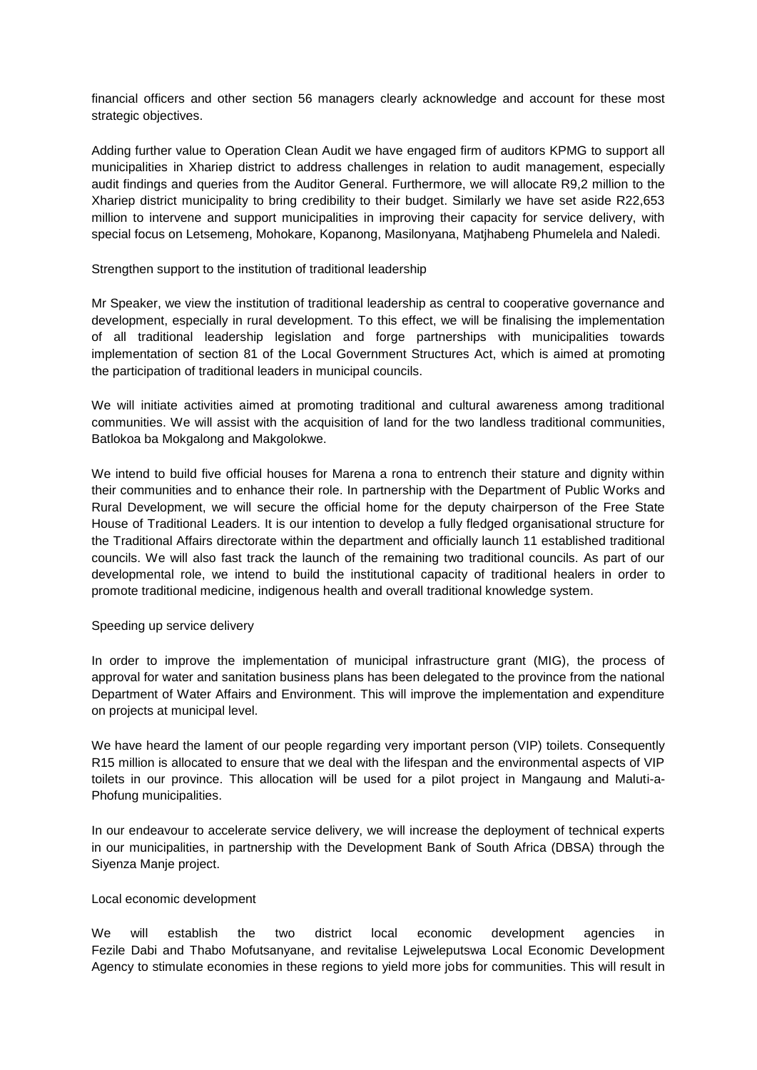financial officers and other section 56 managers clearly acknowledge and account for these most strategic objectives.

Adding further value to Operation Clean Audit we have engaged firm of auditors KPMG to support all municipalities in Xhariep district to address challenges in relation to audit management, especially audit findings and queries from the Auditor General. Furthermore, we will allocate R9,2 million to the Xhariep district municipality to bring credibility to their budget. Similarly we have set aside R22,653 million to intervene and support municipalities in improving their capacity for service delivery, with special focus on Letsemeng, Mohokare, Kopanong, Masilonyana, Matjhabeng Phumelela and Naledi.

## Strengthen support to the institution of traditional leadership

Mr Speaker, we view the institution of traditional leadership as central to cooperative governance and development, especially in rural development. To this effect, we will be finalising the implementation of all traditional leadership legislation and forge partnerships with municipalities towards implementation of section 81 of the Local Government Structures Act, which is aimed at promoting the participation of traditional leaders in municipal councils.

We will initiate activities aimed at promoting traditional and cultural awareness among traditional communities. We will assist with the acquisition of land for the two landless traditional communities, Batlokoa ba Mokgalong and Makgolokwe.

We intend to build five official houses for Marena a rona to entrench their stature and dignity within their communities and to enhance their role. In partnership with the Department of Public Works and Rural Development, we will secure the official home for the deputy chairperson of the Free State House of Traditional Leaders. It is our intention to develop a fully fledged organisational structure for the Traditional Affairs directorate within the department and officially launch 11 established traditional councils. We will also fast track the launch of the remaining two traditional councils. As part of our developmental role, we intend to build the institutional capacity of traditional healers in order to promote traditional medicine, indigenous health and overall traditional knowledge system.

## Speeding up service delivery

In order to improve the implementation of municipal infrastructure grant (MIG), the process of approval for water and sanitation business plans has been delegated to the province from the national Department of Water Affairs and Environment. This will improve the implementation and expenditure on projects at municipal level.

We have heard the lament of our people regarding very important person (VIP) toilets. Consequently R15 million is allocated to ensure that we deal with the lifespan and the environmental aspects of VIP toilets in our province. This allocation will be used for a pilot project in Mangaung and Maluti-a-Phofung municipalities.

In our endeavour to accelerate service delivery, we will increase the deployment of technical experts in our municipalities, in partnership with the Development Bank of South Africa (DBSA) through the Siyenza Manje project.

## Local economic development

We will establish the two district local economic development agencies in Fezile Dabi and Thabo Mofutsanyane, and revitalise Lejweleputswa Local Economic Development Agency to stimulate economies in these regions to yield more jobs for communities. This will result in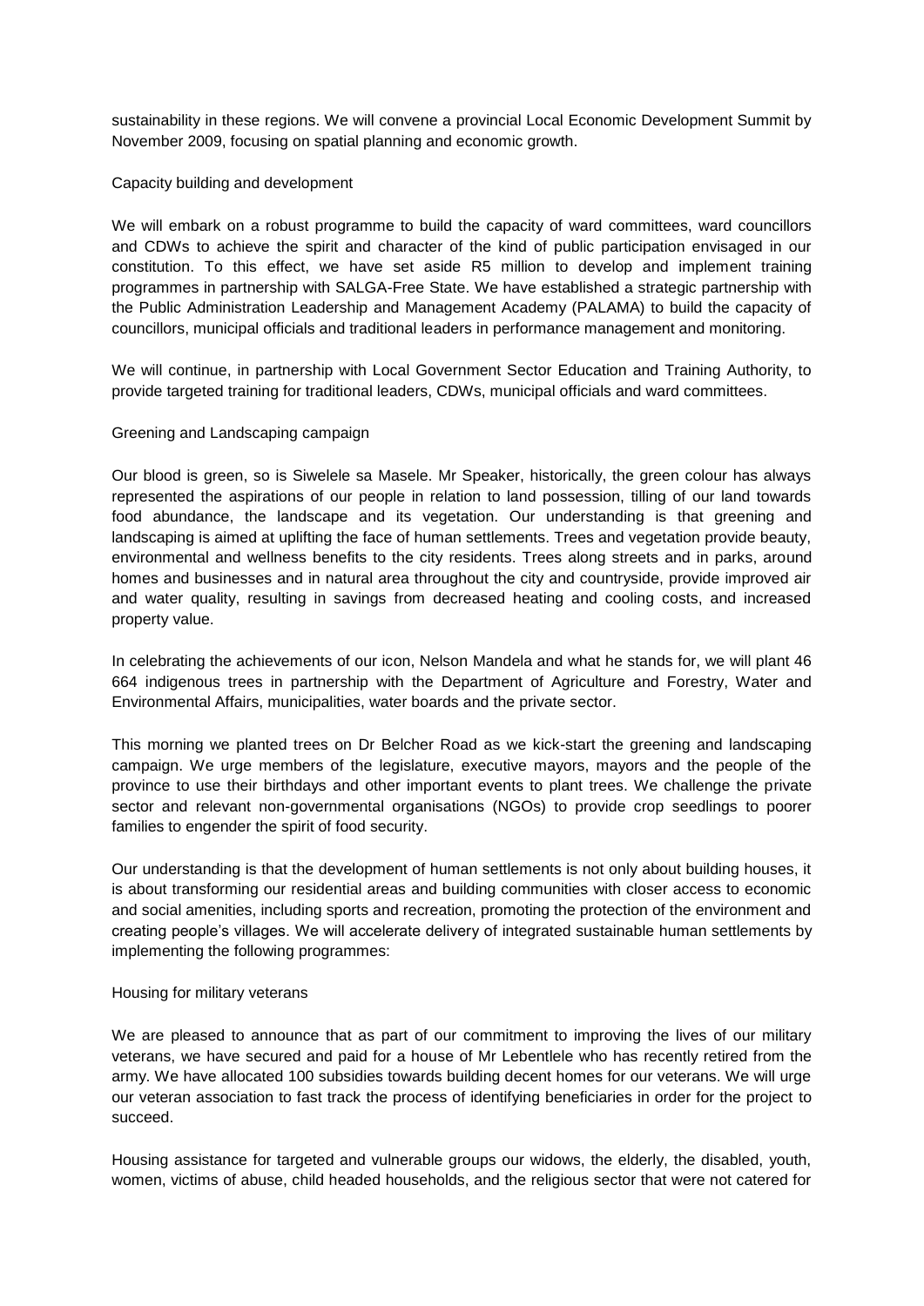sustainability in these regions. We will convene a provincial Local Economic Development Summit by November 2009, focusing on spatial planning and economic growth.

## Capacity building and development

We will embark on a robust programme to build the capacity of ward committees, ward councillors and CDWs to achieve the spirit and character of the kind of public participation envisaged in our constitution. To this effect, we have set aside R5 million to develop and implement training programmes in partnership with SALGA-Free State. We have established a strategic partnership with the Public Administration Leadership and Management Academy (PALAMA) to build the capacity of councillors, municipal officials and traditional leaders in performance management and monitoring.

We will continue, in partnership with Local Government Sector Education and Training Authority, to provide targeted training for traditional leaders, CDWs, municipal officials and ward committees.

## Greening and Landscaping campaign

Our blood is green, so is Siwelele sa Masele. Mr Speaker, historically, the green colour has always represented the aspirations of our people in relation to land possession, tilling of our land towards food abundance, the landscape and its vegetation. Our understanding is that greening and landscaping is aimed at uplifting the face of human settlements. Trees and vegetation provide beauty, environmental and wellness benefits to the city residents. Trees along streets and in parks, around homes and businesses and in natural area throughout the city and countryside, provide improved air and water quality, resulting in savings from decreased heating and cooling costs, and increased property value.

In celebrating the achievements of our icon, Nelson Mandela and what he stands for, we will plant 46 664 indigenous trees in partnership with the Department of Agriculture and Forestry, Water and Environmental Affairs, municipalities, water boards and the private sector.

This morning we planted trees on Dr Belcher Road as we kick-start the greening and landscaping campaign. We urge members of the legislature, executive mayors, mayors and the people of the province to use their birthdays and other important events to plant trees. We challenge the private sector and relevant non-governmental organisations (NGOs) to provide crop seedlings to poorer families to engender the spirit of food security.

Our understanding is that the development of human settlements is not only about building houses, it is about transforming our residential areas and building communities with closer access to economic and social amenities, including sports and recreation, promoting the protection of the environment and creating people's villages. We will accelerate delivery of integrated sustainable human settlements by implementing the following programmes:

## Housing for military veterans

We are pleased to announce that as part of our commitment to improving the lives of our military veterans, we have secured and paid for a house of Mr Lebentlele who has recently retired from the army. We have allocated 100 subsidies towards building decent homes for our veterans. We will urge our veteran association to fast track the process of identifying beneficiaries in order for the project to succeed.

Housing assistance for targeted and vulnerable groups our widows, the elderly, the disabled, youth, women, victims of abuse, child headed households, and the religious sector that were not catered for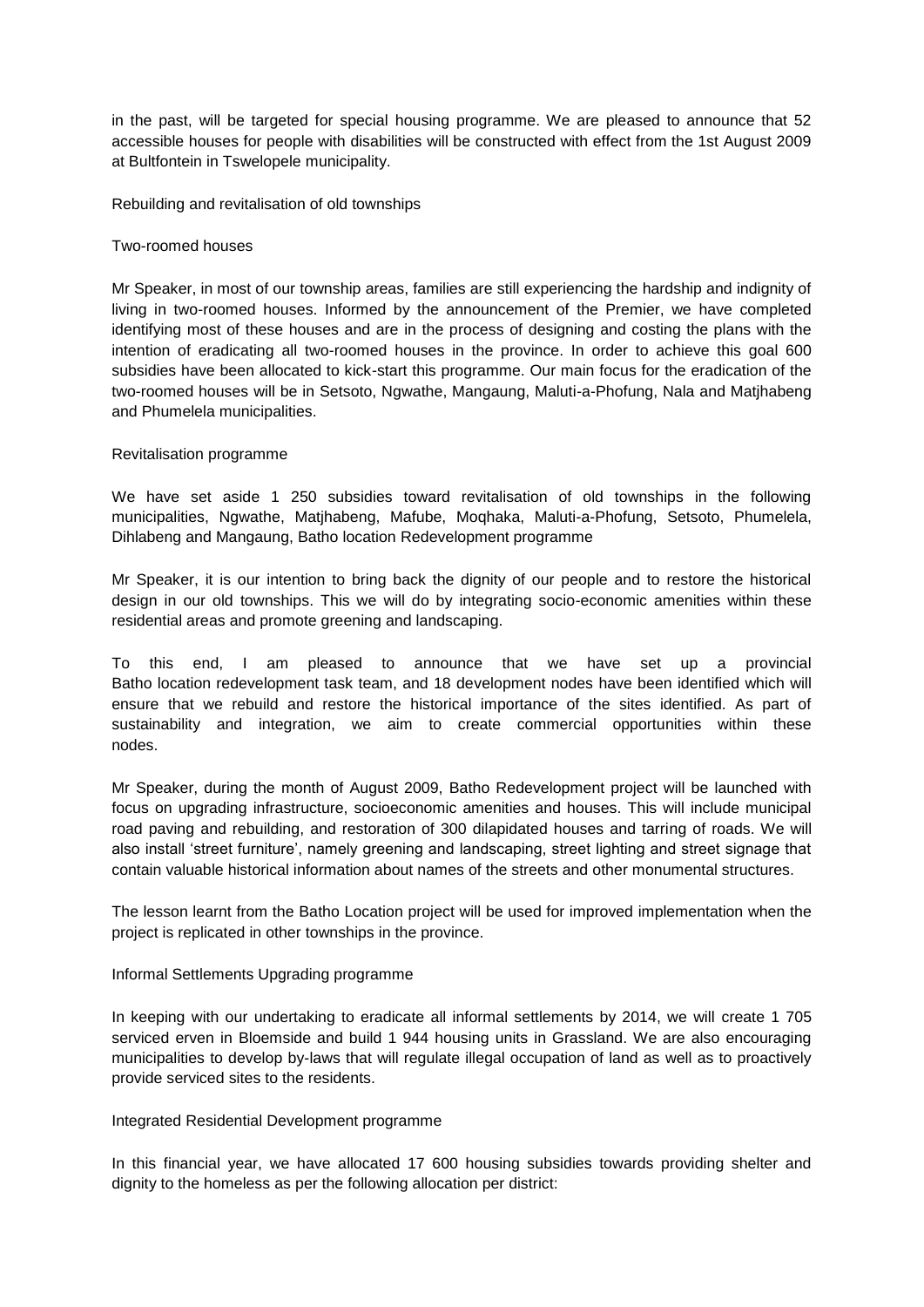in the past, will be targeted for special housing programme. We are pleased to announce that 52 accessible houses for people with disabilities will be constructed with effect from the 1st August 2009 at Bultfontein in Tswelopele municipality.

## Rebuilding and revitalisation of old townships

### Two-roomed houses

Mr Speaker, in most of our township areas, families are still experiencing the hardship and indignity of living in two-roomed houses. Informed by the announcement of the Premier, we have completed identifying most of these houses and are in the process of designing and costing the plans with the intention of eradicating all two-roomed houses in the province. In order to achieve this goal 600 subsidies have been allocated to kick-start this programme. Our main focus for the eradication of the two-roomed houses will be in Setsoto, Ngwathe, Mangaung, Maluti-a-Phofung, Nala and Matjhabeng and Phumelela municipalities.

### Revitalisation programme

We have set aside 1 250 subsidies toward revitalisation of old townships in the following municipalities, Ngwathe, Matjhabeng, Mafube, Moqhaka, Maluti-a-Phofung, Setsoto, Phumelela, Dihlabeng and Mangaung, Batho location Redevelopment programme

Mr Speaker, it is our intention to bring back the dignity of our people and to restore the historical design in our old townships. This we will do by integrating socio-economic amenities within these residential areas and promote greening and landscaping.

To this end, I am pleased to announce that we have set up a provincial Batho location redevelopment task team, and 18 development nodes have been identified which will ensure that we rebuild and restore the historical importance of the sites identified. As part of sustainability and integration, we aim to create commercial opportunities within these nodes.

Mr Speaker, during the month of August 2009, Batho Redevelopment project will be launched with focus on upgrading infrastructure, socioeconomic amenities and houses. This will include municipal road paving and rebuilding, and restoration of 300 dilapidated houses and tarring of roads. We will also install 'street furniture', namely greening and landscaping, street lighting and street signage that contain valuable historical information about names of the streets and other monumental structures.

The lesson learnt from the Batho Location project will be used for improved implementation when the project is replicated in other townships in the province.

### Informal Settlements Upgrading programme

In keeping with our undertaking to eradicate all informal settlements by 2014, we will create 1 705 serviced erven in Bloemside and build 1 944 housing units in Grassland. We are also encouraging municipalities to develop by-laws that will regulate illegal occupation of land as well as to proactively provide serviced sites to the residents.

### Integrated Residential Development programme

In this financial year, we have allocated 17 600 housing subsidies towards providing shelter and dignity to the homeless as per the following allocation per district: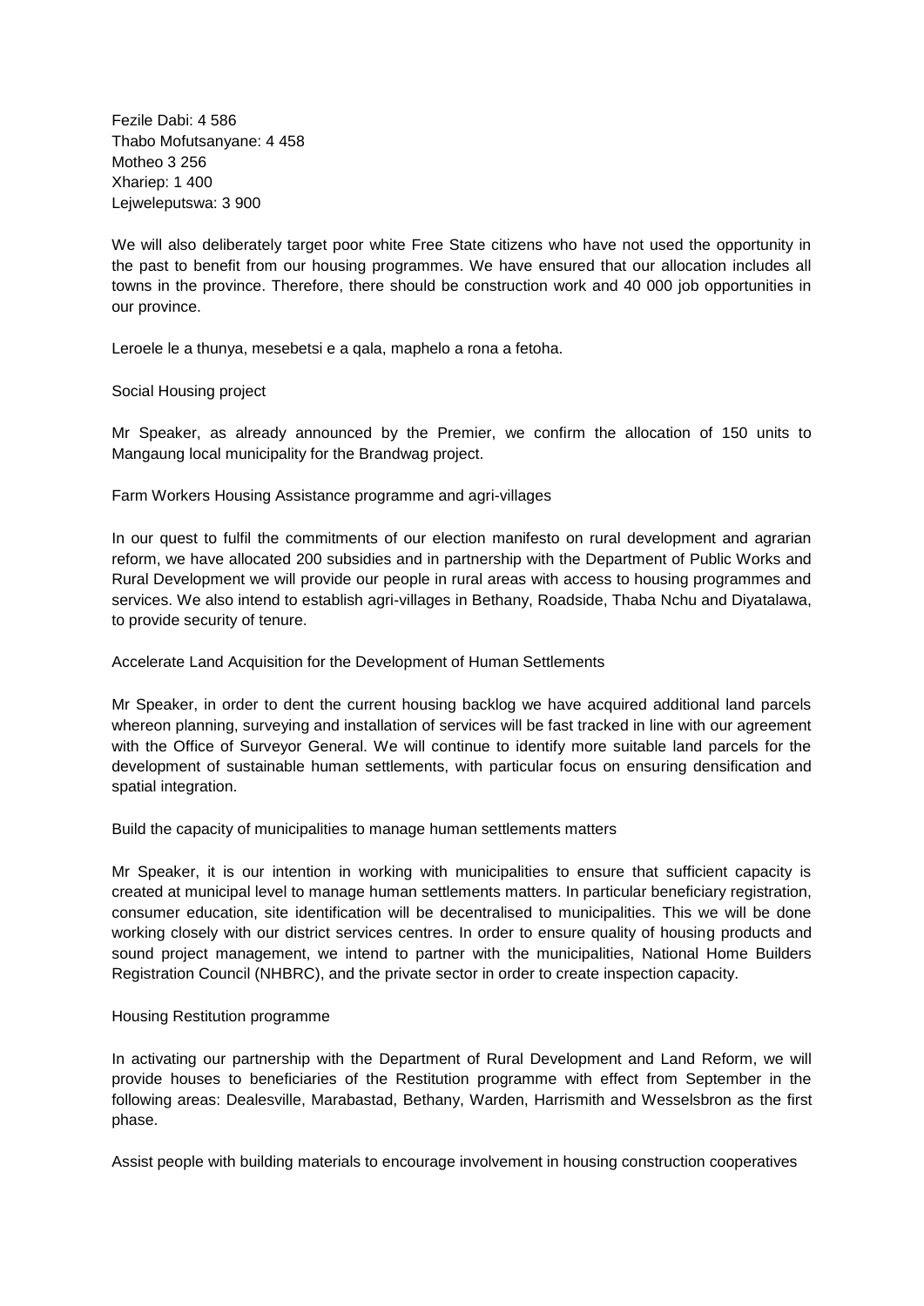Fezile Dabi: 4 586
Thabo Mofutsanyane: 4 458
Motheo 3 256
Xhariep: 1 400
Lejweleputswa: 3 900

We will also deliberately target poor white Free State citizens who have not used the opportunity in the past to benefit from our housing programmes. We have ensured that our allocation includes all towns in the province. Therefore, there should be construction work and 40 000 job opportunities in our province.

Leroele le a thunya, mesebetsi e a qala, maphelo a rona a fetoha.

Social Housing project

Mr Speaker, as already announced by the Premier, we confirm the allocation of 150 units to Mangaung local municipality for the Brandwag project.

Farm Workers Housing Assistance programme and agri-villages

In our quest to fulfil the commitments of our election manifesto on rural development and agrarian reform, we have allocated 200 subsidies and in partnership with the Department of Public Works and Rural Development we will provide our people in rural areas with access to housing programmes and services. We also intend to establish agri-villages in Bethany, Roadside, Thaba Nchu and Diyatalawa, to provide security of tenure.

Accelerate Land Acquisition for the Development of Human Settlements

Mr Speaker, in order to dent the current housing backlog we have acquired additional land parcels whereon planning, surveying and installation of services will be fast tracked in line with our agreement with the Office of Surveyor General. We will continue to identify more suitable land parcels for the development of sustainable human settlements, with particular focus on ensuring densification and spatial integration.

Build the capacity of municipalities to manage human settlements matters

Mr Speaker, it is our intention in working with municipalities to ensure that sufficient capacity is created at municipal level to manage human settlements matters. In particular beneficiary registration, consumer education, site identification will be decentralised to municipalities. This we will be done working closely with our district services centres. In order to ensure quality of housing products and sound project management, we intend to partner with the municipalities, National Home Builders Registration Council (NHBRC), and the private sector in order to create inspection capacity.

Housing Restitution programme

In activating our partnership with the Department of Rural Development and Land Reform, we will provide houses to beneficiaries of the Restitution programme with effect from September in the following areas: Dealesville, Marabastad, Bethany, Warden, Harrismith and Wesselsbron as the first phase.

Assist people with building materials to encourage involvement in housing construction cooperatives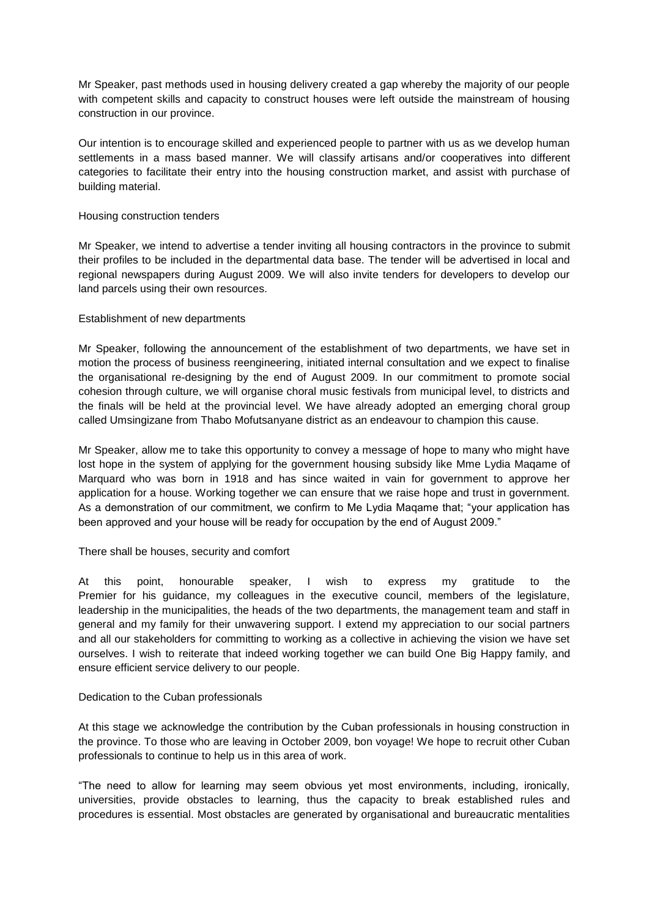Mr Speaker, past methods used in housing delivery created a gap whereby the majority of our people with competent skills and capacity to construct houses were left outside the mainstream of housing construction in our province.

Our intention is to encourage skilled and experienced people to partner with us as we develop human settlements in a mass based manner. We will classify artisans and/or cooperatives into different categories to facilitate their entry into the housing construction market, and assist with purchase of building material.

## Housing construction tenders

Mr Speaker, we intend to advertise a tender inviting all housing contractors in the province to submit their profiles to be included in the departmental data base. The tender will be advertised in local and regional newspapers during August 2009. We will also invite tenders for developers to develop our land parcels using their own resources.

## Establishment of new departments

Mr Speaker, following the announcement of the establishment of two departments, we have set in motion the process of business reengineering, initiated internal consultation and we expect to finalise the organisational re-designing by the end of August 2009. In our commitment to promote social cohesion through culture, we will organise choral music festivals from municipal level, to districts and the finals will be held at the provincial level. We have already adopted an emerging choral group called Umsingizane from Thabo Mofutsanyane district as an endeavour to champion this cause.

Mr Speaker, allow me to take this opportunity to convey a message of hope to many who might have lost hope in the system of applying for the government housing subsidy like Mme Lydia Maqame of Marquard who was born in 1918 and has since waited in vain for government to approve her application for a house. Working together we can ensure that we raise hope and trust in government. As a demonstration of our commitment, we confirm to Me Lydia Maqame that; "your application has been approved and your house will be ready for occupation by the end of August 2009."

## There shall be houses, security and comfort

At this point, honourable speaker, I wish to express my gratitude to the Premier for his guidance, my colleagues in the executive council, members of the legislature, leadership in the municipalities, the heads of the two departments, the management team and staff in general and my family for their unwavering support. I extend my appreciation to our social partners and all our stakeholders for committing to working as a collective in achieving the vision we have set ourselves. I wish to reiterate that indeed working together we can build One Big Happy family, and ensure efficient service delivery to our people.

## Dedication to the Cuban professionals

At this stage we acknowledge the contribution by the Cuban professionals in housing construction in the province. To those who are leaving in October 2009, bon voyage! We hope to recruit other Cuban professionals to continue to help us in this area of work.

"The need to allow for learning may seem obvious yet most environments, including, ironically, universities, provide obstacles to learning, thus the capacity to break established rules and procedures is essential. Most obstacles are generated by organisational and bureaucratic mentalities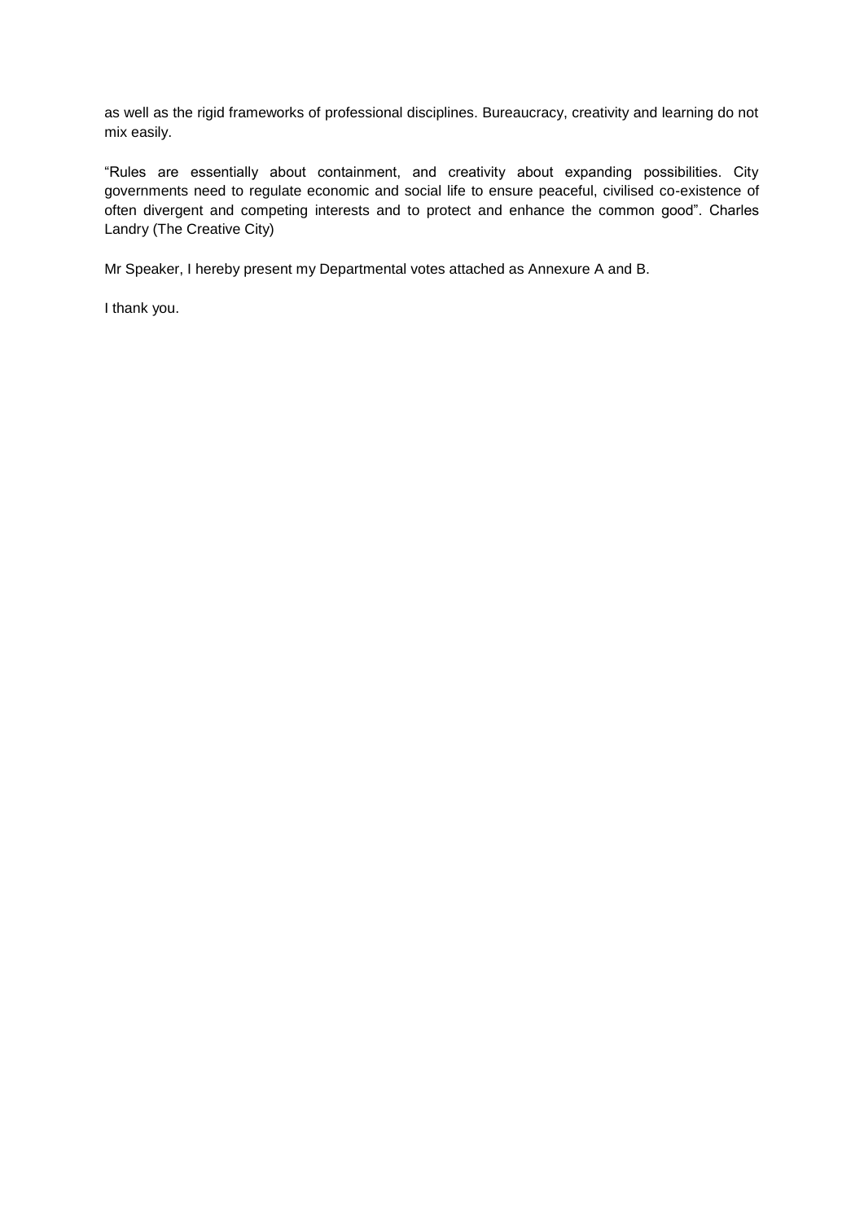as well as the rigid frameworks of professional disciplines. Bureaucracy, creativity and learning do not mix easily.

“Rules are essentially about containment, and creativity about expanding possibilities. City governments need to regulate economic and social life to ensure peaceful, civilised co-existence of often divergent and competing interests and to protect and enhance the common good”. Charles Landry (The Creative City)

Mr Speaker, I hereby present my Departmental votes attached as Annexure A and B.

I thank you.